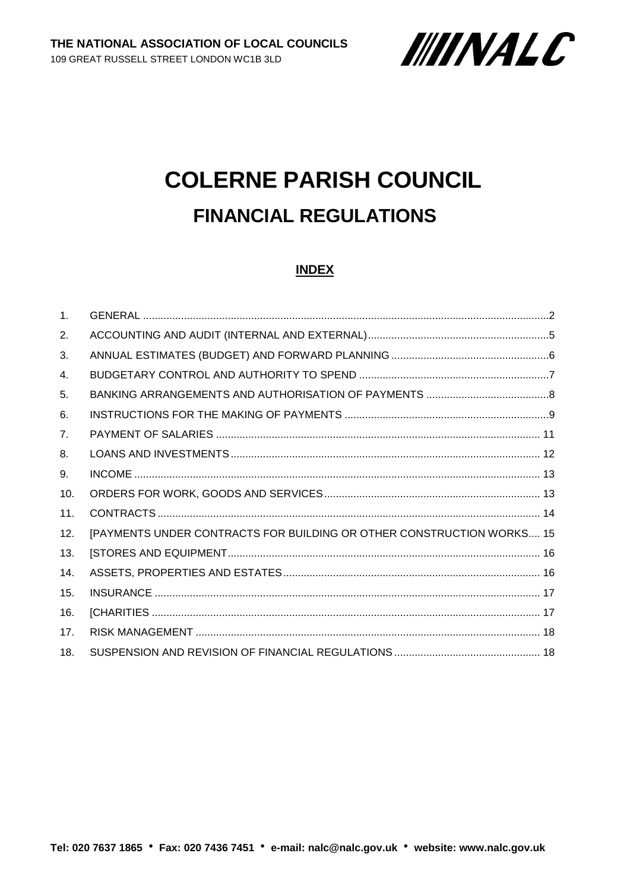**THE NATIONAL ASSOCIATION OF LOCAL COUNCILS**
109 GREAT RUSSELL STREET LONDON WC1B 3LD

# COLERNE PARISH COUNCIL

## FINANCIAL REGULATIONS

### INDEX

| | | |
|---|---|---|
| 1. | GENERAL | 2 |
| 2. | ACCOUNTING AND AUDIT (INTERNAL AND EXTERNAL) | 5 |
| 3. | ANNUAL ESTIMATES (BUDGET) AND FORWARD PLANNING | 6 |
| 4. | BUDGETARY CONTROL AND AUTHORITY TO SPEND | 7 |
| 5. | BANKING ARRANGEMENTS AND AUTHORISATION OF PAYMENTS | 8 |
| 6. | INSTRUCTIONS FOR THE MAKING OF PAYMENTS | 9 |
| 7. | PAYMENT OF SALARIES | 11 |
| 8. | LOANS AND INVESTMENTS | 12 |
| 9. | INCOME | 13 |
| 10. | ORDERS FOR WORK, GOODS AND SERVICES | 13 |
| 11. | CONTRACTS | 14 |
| 12. | [PAYMENTS UNDER CONTRACTS FOR BUILDING OR OTHER CONSTRUCTION WORKS | 15 |
| 13. | [STORES AND EQUIPMENT | 16 |
| 14. | ASSETS, PROPERTIES AND ESTATES | 16 |
| 15. | INSURANCE | 17 |
| 16. | [CHARITIES | 17 |
| 17. | RISK MANAGEMENT | 18 |
| 18. | SUSPENSION AND REVISION OF FINANCIAL REGULATIONS | 18 |

**Tel: 020 7637 1865 • Fax: 020 7436 7451 • e-mail: nalc@nalc.gov.uk • website: www.nalc.gov.uk**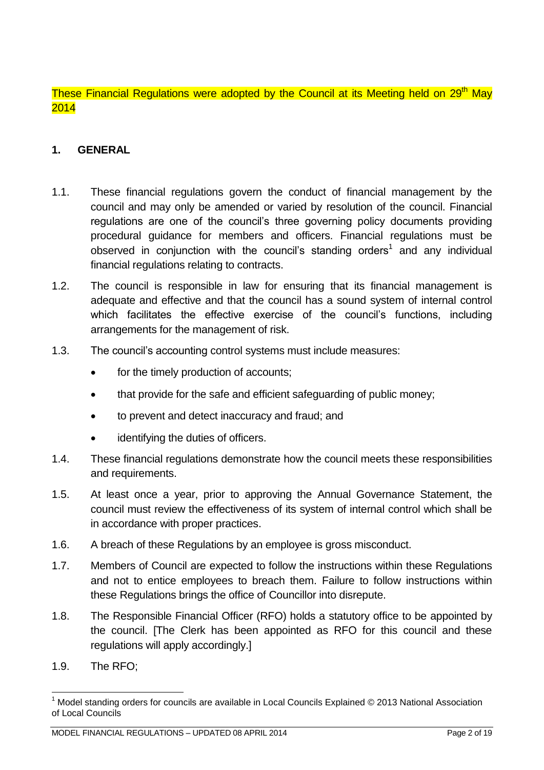These Financial Regulations were adopted by the Council at its Meeting held on 29th May 2014

## 1. GENERAL

1.1. These financial regulations govern the conduct of financial management by the council and may only be amended or varied by resolution of the council. Financial regulations are one of the council's three governing policy documents providing procedural guidance for members and officers. Financial regulations must be observed in conjunction with the council's standing orders[1] and any individual financial regulations relating to contracts.

1.2. The council is responsible in law for ensuring that its financial management is adequate and effective and that the council has a sound system of internal control which facilitates the effective exercise of the council's functions, including arrangements for the management of risk.

1.3. The council's accounting control systems must include measures:

- for the timely production of accounts;
- that provide for the safe and efficient safeguarding of public money;
- to prevent and detect inaccuracy and fraud; and
- identifying the duties of officers.

1.4. These financial regulations demonstrate how the council meets these responsibilities and requirements.

1.5. At least once a year, prior to approving the Annual Governance Statement, the council must review the effectiveness of its system of internal control which shall be in accordance with proper practices.

1.6. A breach of these Regulations by an employee is gross misconduct.

1.7. Members of Council are expected to follow the instructions within these Regulations and not to entice employees to breach them. Failure to follow instructions within these Regulations brings the office of Councillor into disrepute.

1.8. The Responsible Financial Officer (RFO) holds a statutory office to be appointed by the council. [The Clerk has been appointed as RFO for this council and these regulations will apply accordingly.]

1.9. The RFO;

[1] Model standing orders for councils are available in Local Councils Explained © 2013 National Association of Local Councils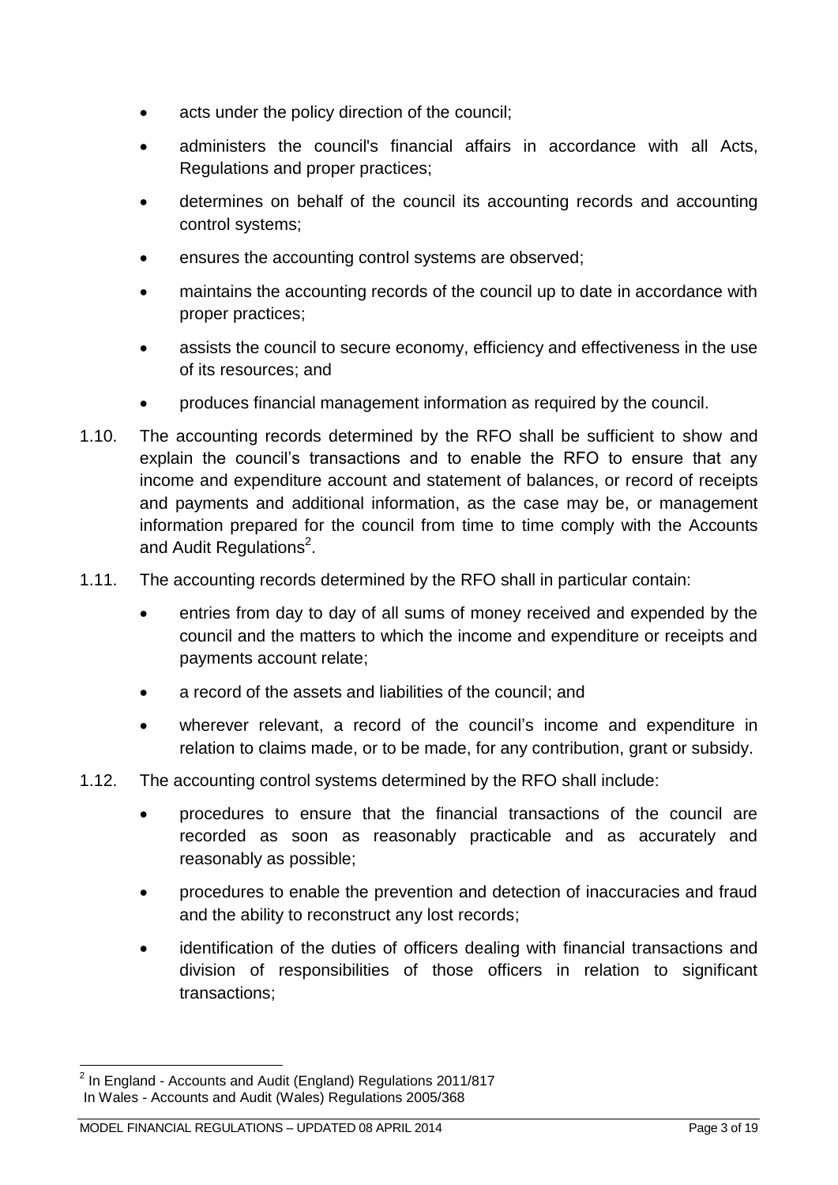- acts under the policy direction of the council;
- administers the council's financial affairs in accordance with all Acts, Regulations and proper practices;
- determines on behalf of the council its accounting records and accounting control systems;
- ensures the accounting control systems are observed;
- maintains the accounting records of the council up to date in accordance with proper practices;
- assists the council to secure economy, efficiency and effectiveness in the use of its resources; and
- produces financial management information as required by the council.

1.10. The accounting records determined by the RFO shall be sufficient to show and explain the council's transactions and to enable the RFO to ensure that any income and expenditure account and statement of balances, or record of receipts and payments and additional information, as the case may be, or management information prepared for the council from time to time comply with the Accounts and Audit Regulations[2].

1.11. The accounting records determined by the RFO shall in particular contain:

- entries from day to day of all sums of money received and expended by the council and the matters to which the income and expenditure or receipts and payments account relate;
- a record of the assets and liabilities of the council; and
- wherever relevant, a record of the council's income and expenditure in relation to claims made, or to be made, for any contribution, grant or subsidy.

1.12. The accounting control systems determined by the RFO shall include:

- procedures to ensure that the financial transactions of the council are recorded as soon as reasonably practicable and as accurately and reasonably as possible;
- procedures to enable the prevention and detection of inaccuracies and fraud and the ability to reconstruct any lost records;
- identification of the duties of officers dealing with financial transactions and division of responsibilities of those officers in relation to significant transactions;

---

[2] In England - Accounts and Audit (England) Regulations 2011/817
In Wales - Accounts and Audit (Wales) Regulations 2005/368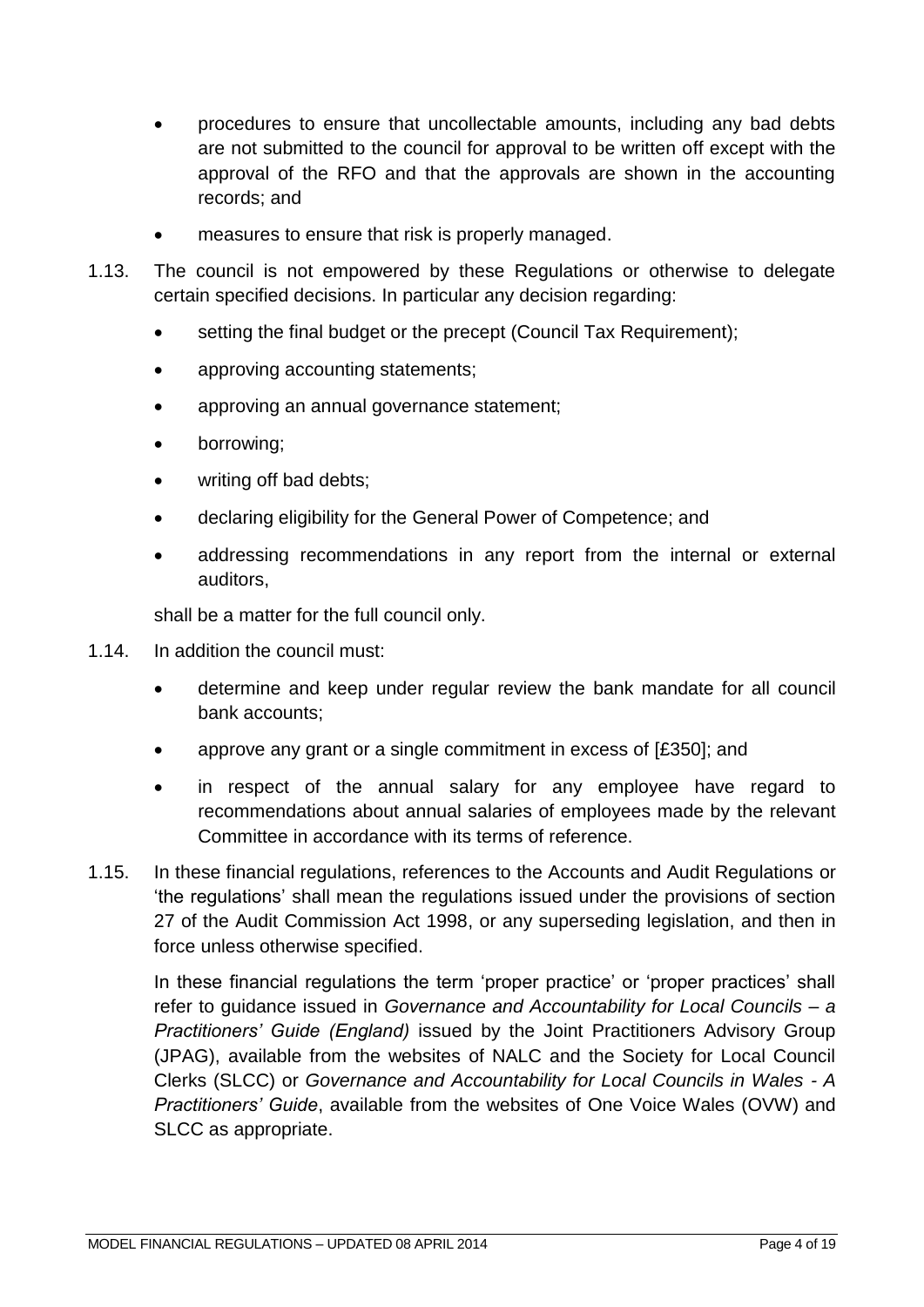- procedures to ensure that uncollectable amounts, including any bad debts are not submitted to the council for approval to be written off except with the approval of the RFO and that the approvals are shown in the accounting records; and
- measures to ensure that risk is properly managed.

1.13. The council is not empowered by these Regulations or otherwise to delegate certain specified decisions. In particular any decision regarding:

- setting the final budget or the precept (Council Tax Requirement);
- approving accounting statements;
- approving an annual governance statement;
- borrowing;
- writing off bad debts;
- declaring eligibility for the General Power of Competence; and
- addressing recommendations in any report from the internal or external auditors,

shall be a matter for the full council only.

1.14. In addition the council must:

- determine and keep under regular review the bank mandate for all council bank accounts;
- approve any grant or a single commitment in excess of [£350]; and
- in respect of the annual salary for any employee have regard to recommendations about annual salaries of employees made by the relevant Committee in accordance with its terms of reference.

1.15. In these financial regulations, references to the Accounts and Audit Regulations or 'the regulations' shall mean the regulations issued under the provisions of section 27 of the Audit Commission Act 1998, or any superseding legislation, and then in force unless otherwise specified.

In these financial regulations the term 'proper practice' or 'proper practices' shall refer to guidance issued in *Governance and Accountability for Local Councils – a Practitioners' Guide (England)* issued by the Joint Practitioners Advisory Group (JPAG), available from the websites of NALC and the Society for Local Council Clerks (SLCC) or *Governance and Accountability for Local Councils in Wales - A Practitioners' Guide*, available from the websites of One Voice Wales (OVW) and SLCC as appropriate.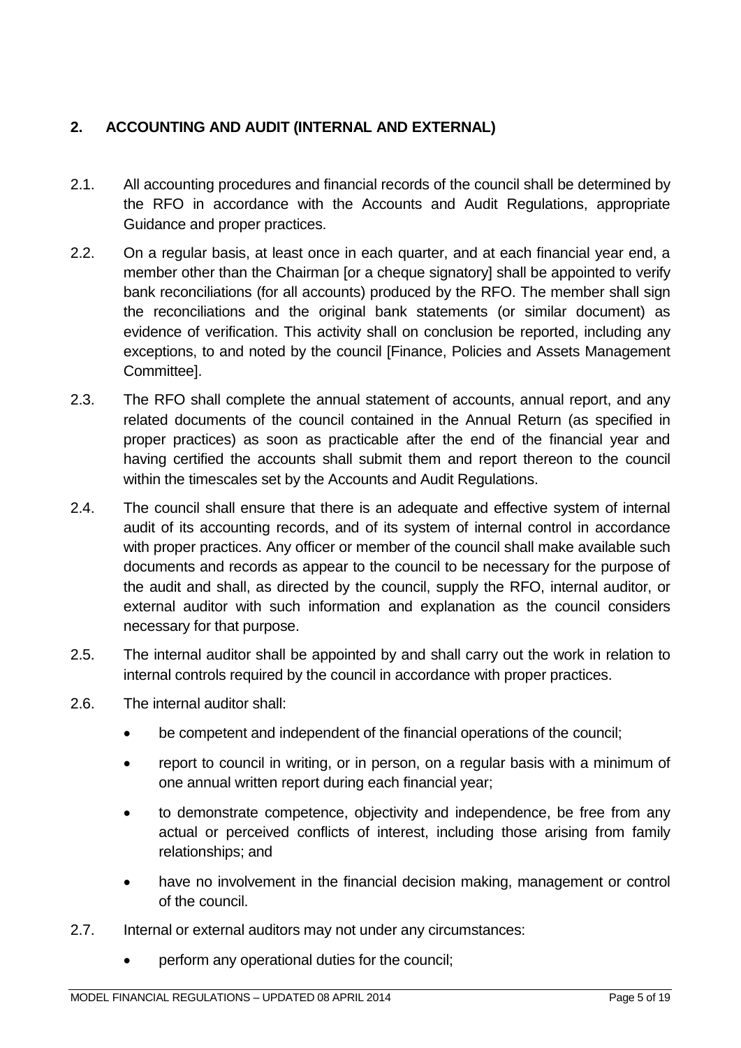## 2. ACCOUNTING AND AUDIT (INTERNAL AND EXTERNAL)

2.1. All accounting procedures and financial records of the council shall be determined by the RFO in accordance with the Accounts and Audit Regulations, appropriate Guidance and proper practices.

2.2. On a regular basis, at least once in each quarter, and at each financial year end, a member other than the Chairman [or a cheque signatory] shall be appointed to verify bank reconciliations (for all accounts) produced by the RFO. The member shall sign the reconciliations and the original bank statements (or similar document) as evidence of verification. This activity shall on conclusion be reported, including any exceptions, to and noted by the council [Finance, Policies and Assets Management Committee].

2.3. The RFO shall complete the annual statement of accounts, annual report, and any related documents of the council contained in the Annual Return (as specified in proper practices) as soon as practicable after the end of the financial year and having certified the accounts shall submit them and report thereon to the council within the timescales set by the Accounts and Audit Regulations.

2.4. The council shall ensure that there is an adequate and effective system of internal audit of its accounting records, and of its system of internal control in accordance with proper practices. Any officer or member of the council shall make available such documents and records as appear to the council to be necessary for the purpose of the audit and shall, as directed by the council, supply the RFO, internal auditor, or external auditor with such information and explanation as the council considers necessary for that purpose.

2.5. The internal auditor shall be appointed by and shall carry out the work in relation to internal controls required by the council in accordance with proper practices.

2.6. The internal auditor shall:

- be competent and independent of the financial operations of the council;
- report to council in writing, or in person, on a regular basis with a minimum of one annual written report during each financial year;
- to demonstrate competence, objectivity and independence, be free from any actual or perceived conflicts of interest, including those arising from family relationships; and
- have no involvement in the financial decision making, management or control of the council.

2.7. Internal or external auditors may not under any circumstances:

- perform any operational duties for the council;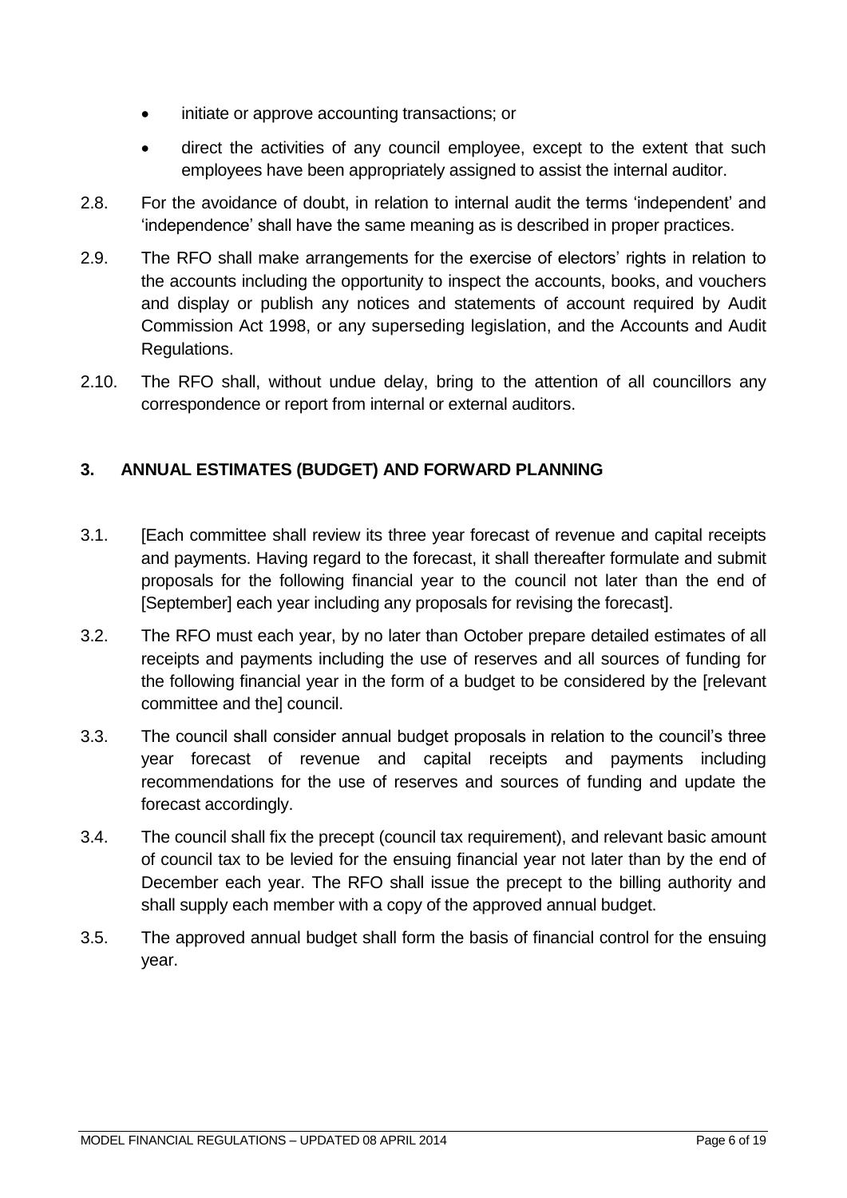- initiate or approve accounting transactions; or
- direct the activities of any council employee, except to the extent that such employees have been appropriately assigned to assist the internal auditor.

2.8. For the avoidance of doubt, in relation to internal audit the terms 'independent' and 'independence' shall have the same meaning as is described in proper practices.

2.9. The RFO shall make arrangements for the exercise of electors' rights in relation to the accounts including the opportunity to inspect the accounts, books, and vouchers and display or publish any notices and statements of account required by Audit Commission Act 1998, or any superseding legislation, and the Accounts and Audit Regulations.

2.10. The RFO shall, without undue delay, bring to the attention of all councillors any correspondence or report from internal or external auditors.

## 3. ANNUAL ESTIMATES (BUDGET) AND FORWARD PLANNING

3.1. [Each committee shall review its three year forecast of revenue and capital receipts and payments. Having regard to the forecast, it shall thereafter formulate and submit proposals for the following financial year to the council not later than the end of [September] each year including any proposals for revising the forecast].

3.2. The RFO must each year, by no later than October prepare detailed estimates of all receipts and payments including the use of reserves and all sources of funding for the following financial year in the form of a budget to be considered by the [relevant committee and the] council.

3.3. The council shall consider annual budget proposals in relation to the council's three year forecast of revenue and capital receipts and payments including recommendations for the use of reserves and sources of funding and update the forecast accordingly.

3.4. The council shall fix the precept (council tax requirement), and relevant basic amount of council tax to be levied for the ensuing financial year not later than by the end of December each year. The RFO shall issue the precept to the billing authority and shall supply each member with a copy of the approved annual budget.

3.5. The approved annual budget shall form the basis of financial control for the ensuing year.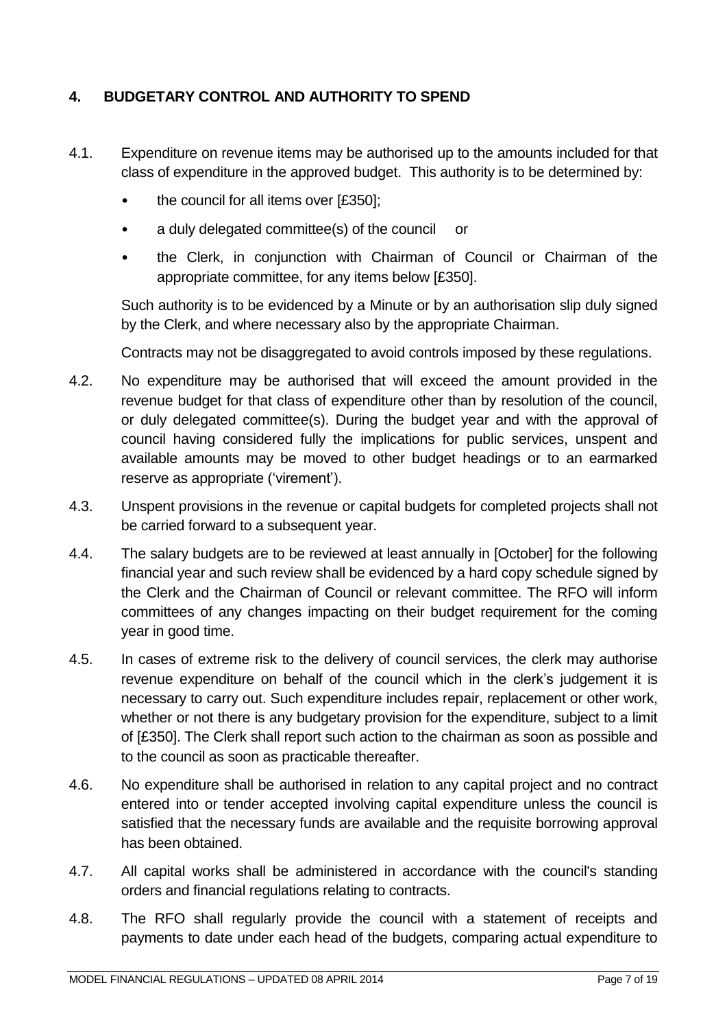## 4. BUDGETARY CONTROL AND AUTHORITY TO SPEND

4.1. Expenditure on revenue items may be authorised up to the amounts included for that class of expenditure in the approved budget. This authority is to be determined by:

- the council for all items over [£350];
- a duly delegated committee(s) of the council or
- the Clerk, in conjunction with Chairman of Council or Chairman of the appropriate committee, for any items below [£350].

Such authority is to be evidenced by a Minute or by an authorisation slip duly signed by the Clerk, and where necessary also by the appropriate Chairman.

Contracts may not be disaggregated to avoid controls imposed by these regulations.

4.2. No expenditure may be authorised that will exceed the amount provided in the revenue budget for that class of expenditure other than by resolution of the council, or duly delegated committee(s). During the budget year and with the approval of council having considered fully the implications for public services, unspent and available amounts may be moved to other budget headings or to an earmarked reserve as appropriate ('virement').

4.3. Unspent provisions in the revenue or capital budgets for completed projects shall not be carried forward to a subsequent year.

4.4. The salary budgets are to be reviewed at least annually in [October] for the following financial year and such review shall be evidenced by a hard copy schedule signed by the Clerk and the Chairman of Council or relevant committee. The RFO will inform committees of any changes impacting on their budget requirement for the coming year in good time.

4.5. In cases of extreme risk to the delivery of council services, the clerk may authorise revenue expenditure on behalf of the council which in the clerk's judgement it is necessary to carry out. Such expenditure includes repair, replacement or other work, whether or not there is any budgetary provision for the expenditure, subject to a limit of [£350]. The Clerk shall report such action to the chairman as soon as possible and to the council as soon as practicable thereafter.

4.6. No expenditure shall be authorised in relation to any capital project and no contract entered into or tender accepted involving capital expenditure unless the council is satisfied that the necessary funds are available and the requisite borrowing approval has been obtained.

4.7. All capital works shall be administered in accordance with the council's standing orders and financial regulations relating to contracts.

4.8. The RFO shall regularly provide the council with a statement of receipts and payments to date under each head of the budgets, comparing actual expenditure to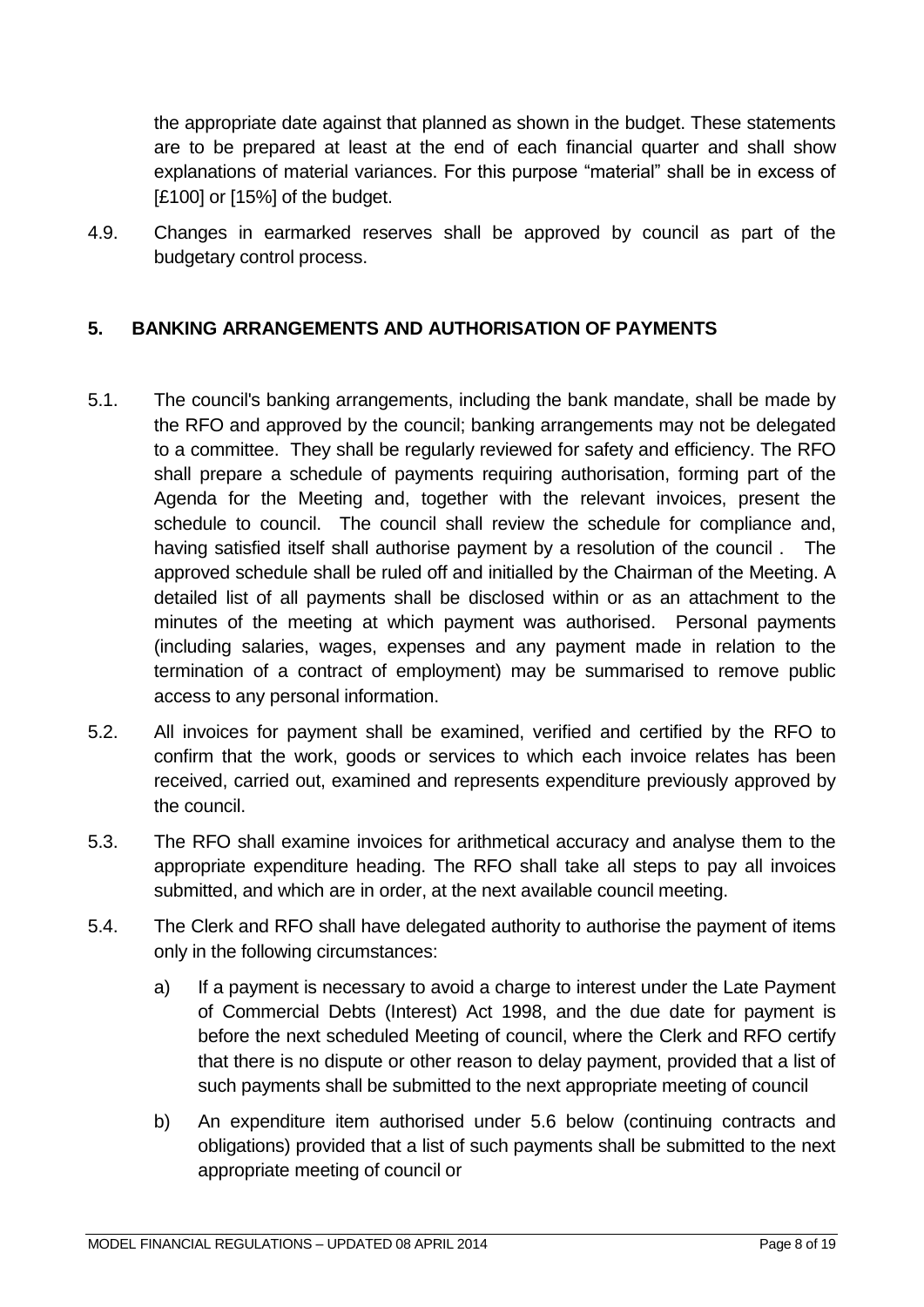the appropriate date against that planned as shown in the budget. These statements are to be prepared at least at the end of each financial quarter and shall show explanations of material variances. For this purpose "material" shall be in excess of [£100] or [15%] of the budget.

4.9. Changes in earmarked reserves shall be approved by council as part of the budgetary control process.

## 5. BANKING ARRANGEMENTS AND AUTHORISATION OF PAYMENTS

5.1. The council's banking arrangements, including the bank mandate, shall be made by the RFO and approved by the council; banking arrangements may not be delegated to a committee. They shall be regularly reviewed for safety and efficiency. The RFO shall prepare a schedule of payments requiring authorisation, forming part of the Agenda for the Meeting and, together with the relevant invoices, present the schedule to council. The council shall review the schedule for compliance and, having satisfied itself shall authorise payment by a resolution of the council . The approved schedule shall be ruled off and initialled by the Chairman of the Meeting. A detailed list of all payments shall be disclosed within or as an attachment to the minutes of the meeting at which payment was authorised. Personal payments (including salaries, wages, expenses and any payment made in relation to the termination of a contract of employment) may be summarised to remove public access to any personal information.

5.2. All invoices for payment shall be examined, verified and certified by the RFO to confirm that the work, goods or services to which each invoice relates has been received, carried out, examined and represents expenditure previously approved by the council.

5.3. The RFO shall examine invoices for arithmetical accuracy and analyse them to the appropriate expenditure heading. The RFO shall take all steps to pay all invoices submitted, and which are in order, at the next available council meeting.

5.4. The Clerk and RFO shall have delegated authority to authorise the payment of items only in the following circumstances:

a) If a payment is necessary to avoid a charge to interest under the Late Payment of Commercial Debts (Interest) Act 1998, and the due date for payment is before the next scheduled Meeting of council, where the Clerk and RFO certify that there is no dispute or other reason to delay payment, provided that a list of such payments shall be submitted to the next appropriate meeting of council

b) An expenditure item authorised under 5.6 below (continuing contracts and obligations) provided that a list of such payments shall be submitted to the next appropriate meeting of council or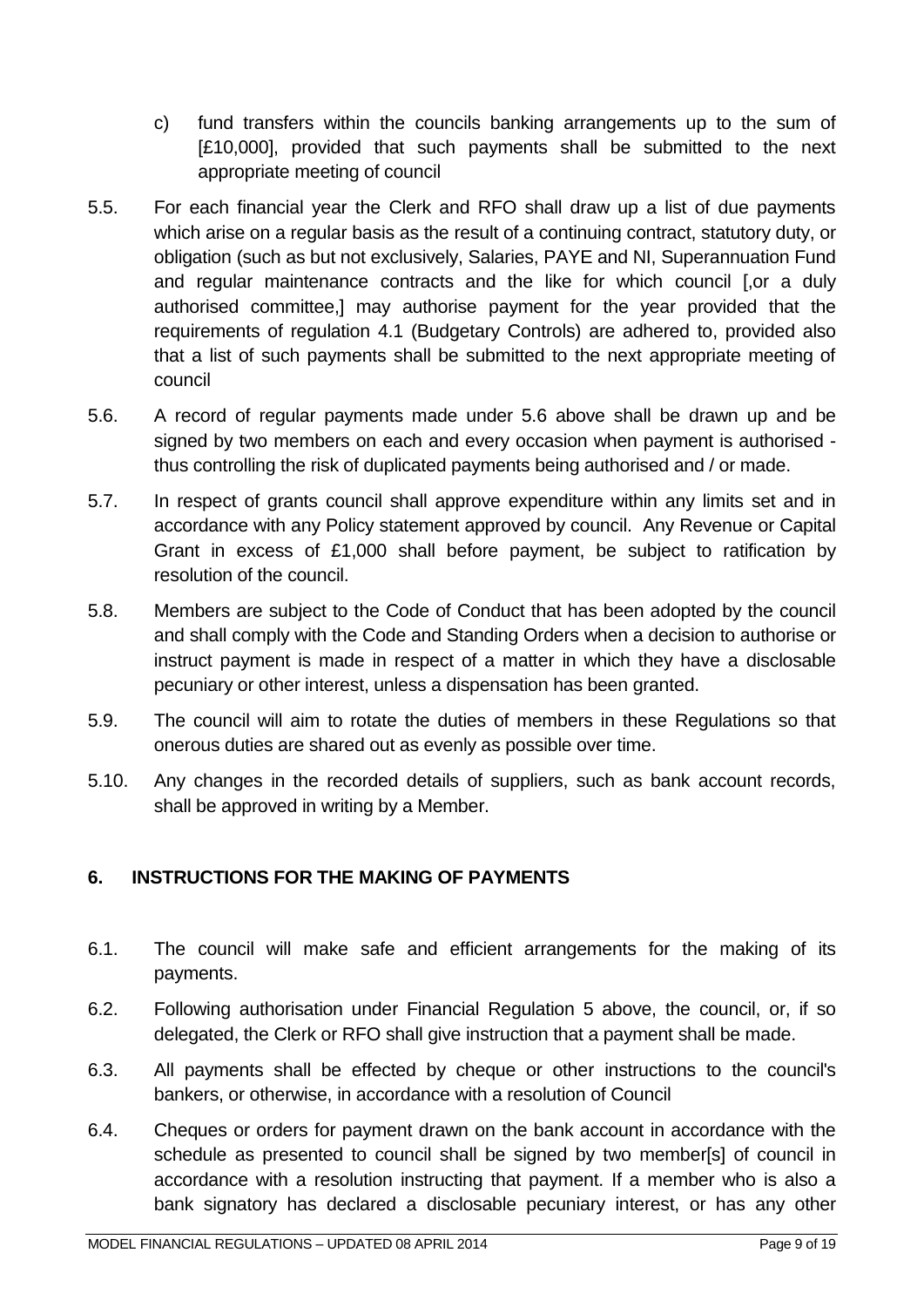c) fund transfers within the councils banking arrangements up to the sum of [£10,000], provided that such payments shall be submitted to the next appropriate meeting of council

5.5. For each financial year the Clerk and RFO shall draw up a list of due payments which arise on a regular basis as the result of a continuing contract, statutory duty, or obligation (such as but not exclusively, Salaries, PAYE and NI, Superannuation Fund and regular maintenance contracts and the like for which council [,or a duly authorised committee,] may authorise payment for the year provided that the requirements of regulation 4.1 (Budgetary Controls) are adhered to, provided also that a list of such payments shall be submitted to the next appropriate meeting of council

5.6. A record of regular payments made under 5.6 above shall be drawn up and be signed by two members on each and every occasion when payment is authorised - thus controlling the risk of duplicated payments being authorised and / or made.

5.7. In respect of grants council shall approve expenditure within any limits set and in accordance with any Policy statement approved by council. Any Revenue or Capital Grant in excess of £1,000 shall before payment, be subject to ratification by resolution of the council.

5.8. Members are subject to the Code of Conduct that has been adopted by the council and shall comply with the Code and Standing Orders when a decision to authorise or instruct payment is made in respect of a matter in which they have a disclosable pecuniary or other interest, unless a dispensation has been granted.

5.9. The council will aim to rotate the duties of members in these Regulations so that onerous duties are shared out as evenly as possible over time.

5.10. Any changes in the recorded details of suppliers, such as bank account records, shall be approved in writing by a Member.

## 6. INSTRUCTIONS FOR THE MAKING OF PAYMENTS

6.1. The council will make safe and efficient arrangements for the making of its payments.

6.2. Following authorisation under Financial Regulation 5 above, the council, or, if so delegated, the Clerk or RFO shall give instruction that a payment shall be made.

6.3. All payments shall be effected by cheque or other instructions to the council's bankers, or otherwise, in accordance with a resolution of Council

6.4. Cheques or orders for payment drawn on the bank account in accordance with the schedule as presented to council shall be signed by two member[s] of council in accordance with a resolution instructing that payment. If a member who is also a bank signatory has declared a disclosable pecuniary interest, or has any other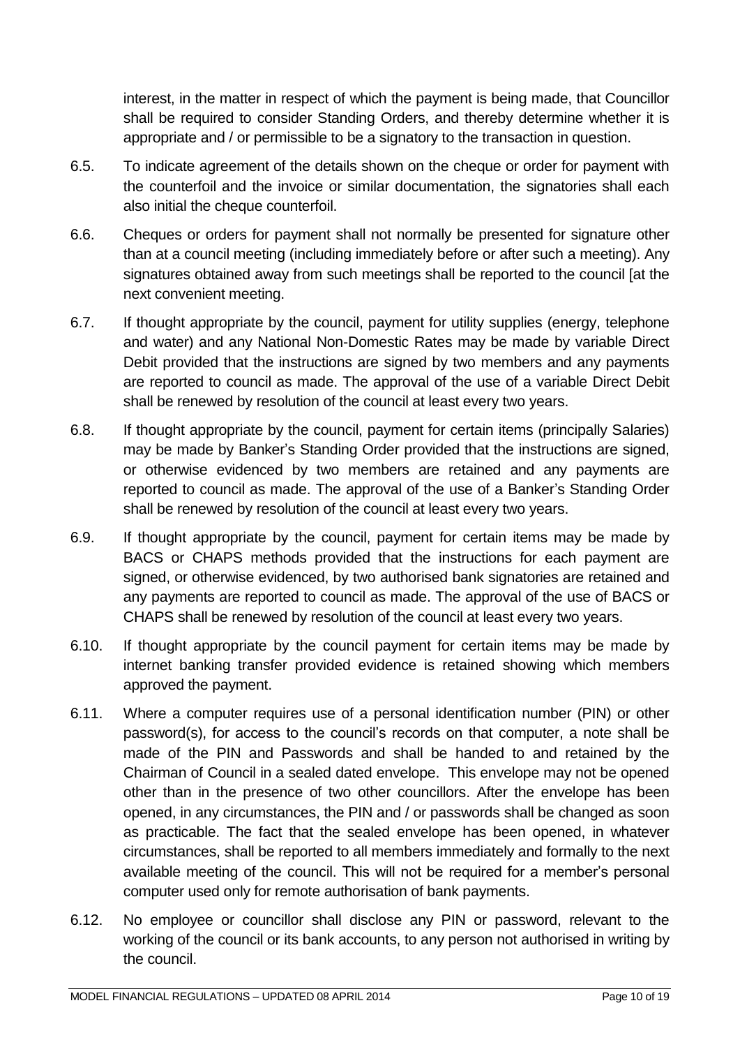interest, in the matter in respect of which the payment is being made, that Councillor shall be required to consider Standing Orders, and thereby determine whether it is appropriate and / or permissible to be a signatory to the transaction in question.

6.5. To indicate agreement of the details shown on the cheque or order for payment with the counterfoil and the invoice or similar documentation, the signatories shall each also initial the cheque counterfoil.

6.6. Cheques or orders for payment shall not normally be presented for signature other than at a council meeting (including immediately before or after such a meeting). Any signatures obtained away from such meetings shall be reported to the council [at the next convenient meeting.

6.7. If thought appropriate by the council, payment for utility supplies (energy, telephone and water) and any National Non-Domestic Rates may be made by variable Direct Debit provided that the instructions are signed by two members and any payments are reported to council as made. The approval of the use of a variable Direct Debit shall be renewed by resolution of the council at least every two years.

6.8. If thought appropriate by the council, payment for certain items (principally Salaries) may be made by Banker's Standing Order provided that the instructions are signed, or otherwise evidenced by two members are retained and any payments are reported to council as made. The approval of the use of a Banker's Standing Order shall be renewed by resolution of the council at least every two years.

6.9. If thought appropriate by the council, payment for certain items may be made by BACS or CHAPS methods provided that the instructions for each payment are signed, or otherwise evidenced, by two authorised bank signatories are retained and any payments are reported to council as made. The approval of the use of BACS or CHAPS shall be renewed by resolution of the council at least every two years.

6.10. If thought appropriate by the council payment for certain items may be made by internet banking transfer provided evidence is retained showing which members approved the payment.

6.11. Where a computer requires use of a personal identification number (PIN) or other password(s), for access to the council's records on that computer, a note shall be made of the PIN and Passwords and shall be handed to and retained by the Chairman of Council in a sealed dated envelope. This envelope may not be opened other than in the presence of two other councillors. After the envelope has been opened, in any circumstances, the PIN and / or passwords shall be changed as soon as practicable. The fact that the sealed envelope has been opened, in whatever circumstances, shall be reported to all members immediately and formally to the next available meeting of the council. This will not be required for a member's personal computer used only for remote authorisation of bank payments.

6.12. No employee or councillor shall disclose any PIN or password, relevant to the working of the council or its bank accounts, to any person not authorised in writing by the council.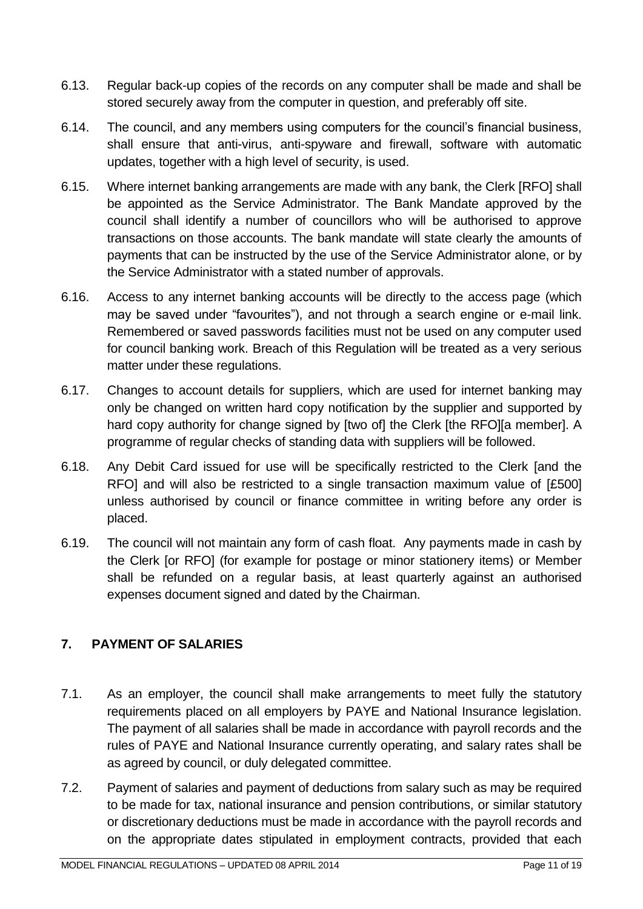6.13. Regular back-up copies of the records on any computer shall be made and shall be stored securely away from the computer in question, and preferably off site.

6.14. The council, and any members using computers for the council's financial business, shall ensure that anti-virus, anti-spyware and firewall, software with automatic updates, together with a high level of security, is used.

6.15. Where internet banking arrangements are made with any bank, the Clerk [RFO] shall be appointed as the Service Administrator. The Bank Mandate approved by the council shall identify a number of councillors who will be authorised to approve transactions on those accounts. The bank mandate will state clearly the amounts of payments that can be instructed by the use of the Service Administrator alone, or by the Service Administrator with a stated number of approvals.

6.16. Access to any internet banking accounts will be directly to the access page (which may be saved under "favourites"), and not through a search engine or e-mail link. Remembered or saved passwords facilities must not be used on any computer used for council banking work. Breach of this Regulation will be treated as a very serious matter under these regulations.

6.17. Changes to account details for suppliers, which are used for internet banking may only be changed on written hard copy notification by the supplier and supported by hard copy authority for change signed by [two of] the Clerk [the RFO][a member]. A programme of regular checks of standing data with suppliers will be followed.

6.18. Any Debit Card issued for use will be specifically restricted to the Clerk [and the RFO] and will also be restricted to a single transaction maximum value of [£500] unless authorised by council or finance committee in writing before any order is placed.

6.19. The council will not maintain any form of cash float. Any payments made in cash by the Clerk [or RFO] (for example for postage or minor stationery items) or Member shall be refunded on a regular basis, at least quarterly against an authorised expenses document signed and dated by the Chairman.

## 7. PAYMENT OF SALARIES

7.1. As an employer, the council shall make arrangements to meet fully the statutory requirements placed on all employers by PAYE and National Insurance legislation. The payment of all salaries shall be made in accordance with payroll records and the rules of PAYE and National Insurance currently operating, and salary rates shall be as agreed by council, or duly delegated committee.

7.2. Payment of salaries and payment of deductions from salary such as may be required to be made for tax, national insurance and pension contributions, or similar statutory or discretionary deductions must be made in accordance with the payroll records and on the appropriate dates stipulated in employment contracts, provided that each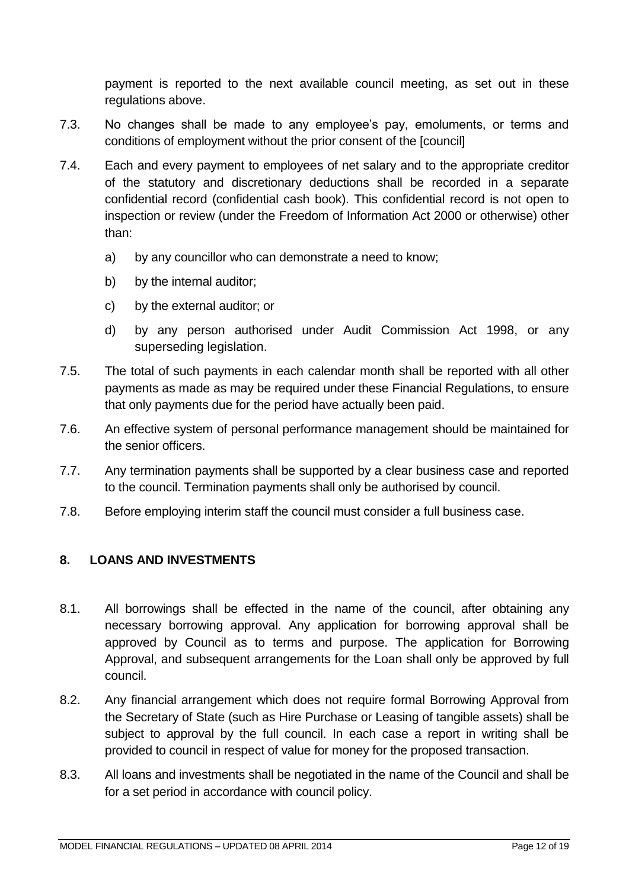payment is reported to the next available council meeting, as set out in these regulations above.

7.3. No changes shall be made to any employee's pay, emoluments, or terms and conditions of employment without the prior consent of the [council]

7.4. Each and every payment to employees of net salary and to the appropriate creditor of the statutory and discretionary deductions shall be recorded in a separate confidential record (confidential cash book). This confidential record is not open to inspection or review (under the Freedom of Information Act 2000 or otherwise) other than:

   a) by any councillor who can demonstrate a need to know;

   b) by the internal auditor;

   c) by the external auditor; or

   d) by any person authorised under Audit Commission Act 1998, or any superseding legislation.

7.5. The total of such payments in each calendar month shall be reported with all other payments as made as may be required under these Financial Regulations, to ensure that only payments due for the period have actually been paid.

7.6. An effective system of personal performance management should be maintained for the senior officers.

7.7. Any termination payments shall be supported by a clear business case and reported to the council. Termination payments shall only be authorised by council.

7.8. Before employing interim staff the council must consider a full business case.

## 8. LOANS AND INVESTMENTS

8.1. All borrowings shall be effected in the name of the council, after obtaining any necessary borrowing approval. Any application for borrowing approval shall be approved by Council as to terms and purpose. The application for Borrowing Approval, and subsequent arrangements for the Loan shall only be approved by full council.

8.2. Any financial arrangement which does not require formal Borrowing Approval from the Secretary of State (such as Hire Purchase or Leasing of tangible assets) shall be subject to approval by the full council. In each case a report in writing shall be provided to council in respect of value for money for the proposed transaction.

8.3. All loans and investments shall be negotiated in the name of the Council and shall be for a set period in accordance with council policy.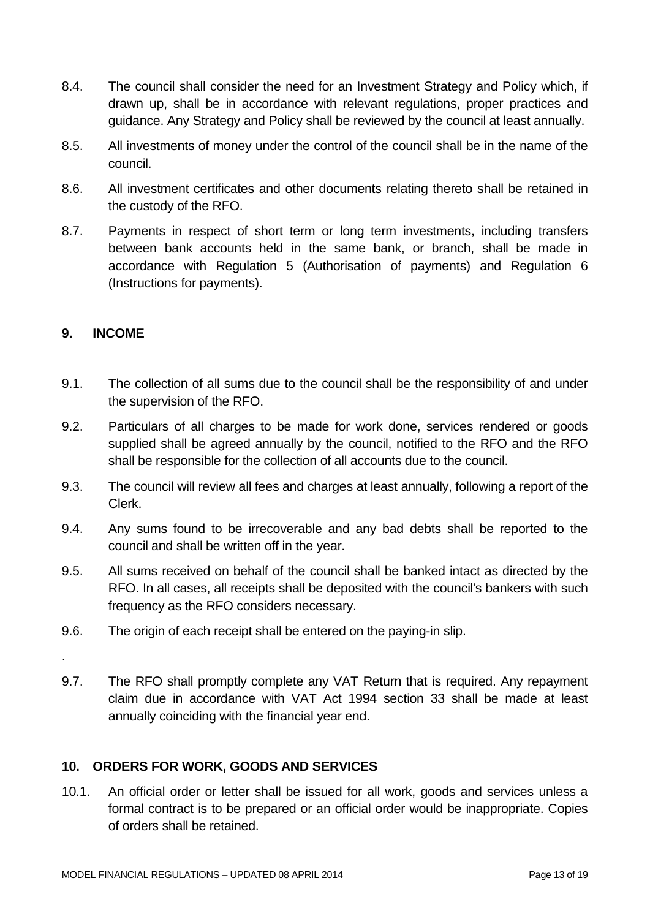8.4. The council shall consider the need for an Investment Strategy and Policy which, if drawn up, shall be in accordance with relevant regulations, proper practices and guidance. Any Strategy and Policy shall be reviewed by the council at least annually.

8.5. All investments of money under the control of the council shall be in the name of the council.

8.6. All investment certificates and other documents relating thereto shall be retained in the custody of the RFO.

8.7. Payments in respect of short term or long term investments, including transfers between bank accounts held in the same bank, or branch, shall be made in accordance with Regulation 5 (Authorisation of payments) and Regulation 6 (Instructions for payments).

## 9. INCOME

9.1. The collection of all sums due to the council shall be the responsibility of and under the supervision of the RFO.

9.2. Particulars of all charges to be made for work done, services rendered or goods supplied shall be agreed annually by the council, notified to the RFO and the RFO shall be responsible for the collection of all accounts due to the council.

9.3. The council will review all fees and charges at least annually, following a report of the Clerk.

9.4. Any sums found to be irrecoverable and any bad debts shall be reported to the council and shall be written off in the year.

9.5. All sums received on behalf of the council shall be banked intact as directed by the RFO. In all cases, all receipts shall be deposited with the council's bankers with such frequency as the RFO considers necessary.

9.6. The origin of each receipt shall be entered on the paying-in slip.

.

9.7. The RFO shall promptly complete any VAT Return that is required. Any repayment claim due in accordance with VAT Act 1994 section 33 shall be made at least annually coinciding with the financial year end.

## 10. ORDERS FOR WORK, GOODS AND SERVICES

10.1. An official order or letter shall be issued for all work, goods and services unless a formal contract is to be prepared or an official order would be inappropriate. Copies of orders shall be retained.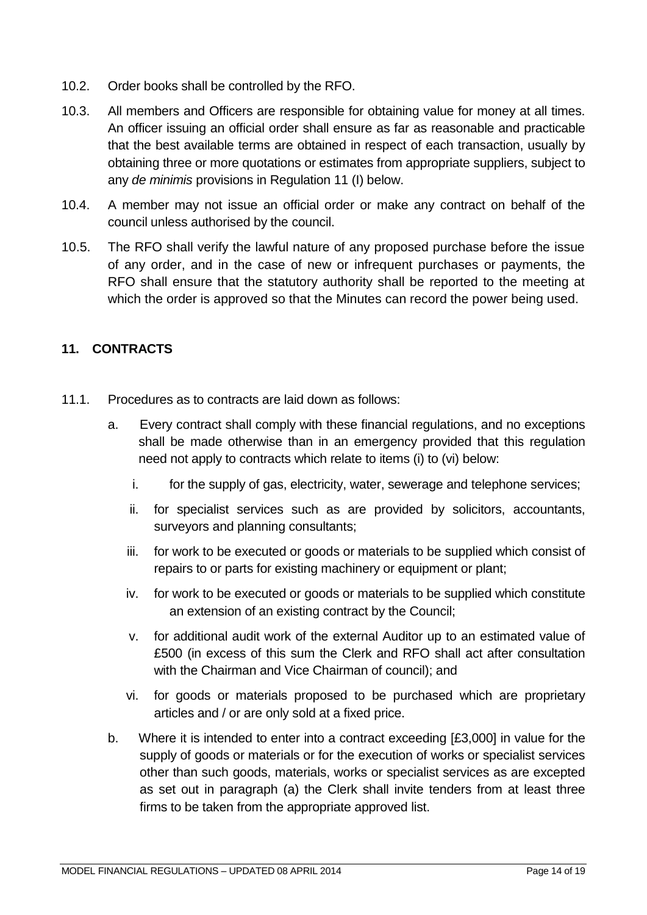10.2. Order books shall be controlled by the RFO.

10.3. All members and Officers are responsible for obtaining value for money at all times. An officer issuing an official order shall ensure as far as reasonable and practicable that the best available terms are obtained in respect of each transaction, usually by obtaining three or more quotations or estimates from appropriate suppliers, subject to any *de minimis* provisions in Regulation 11 (I) below.

10.4. A member may not issue an official order or make any contract on behalf of the council unless authorised by the council.

10.5. The RFO shall verify the lawful nature of any proposed purchase before the issue of any order, and in the case of new or infrequent purchases or payments, the RFO shall ensure that the statutory authority shall be reported to the meeting at which the order is approved so that the Minutes can record the power being used.

## 11. CONTRACTS

11.1. Procedures as to contracts are laid down as follows:

a. Every contract shall comply with these financial regulations, and no exceptions shall be made otherwise than in an emergency provided that this regulation need not apply to contracts which relate to items (i) to (vi) below:

   i. for the supply of gas, electricity, water, sewerage and telephone services;

   ii. for specialist services such as are provided by solicitors, accountants, surveyors and planning consultants;

   iii. for work to be executed or goods or materials to be supplied which consist of repairs to or parts for existing machinery or equipment or plant;

   iv. for work to be executed or goods or materials to be supplied which constitute an extension of an existing contract by the Council;

   v. for additional audit work of the external Auditor up to an estimated value of £500 (in excess of this sum the Clerk and RFO shall act after consultation with the Chairman and Vice Chairman of council); and

   vi. for goods or materials proposed to be purchased which are proprietary articles and / or are only sold at a fixed price.

b. Where it is intended to enter into a contract exceeding [£3,000] in value for the supply of goods or materials or for the execution of works or specialist services other than such goods, materials, works or specialist services as are excepted as set out in paragraph (a) the Clerk shall invite tenders from at least three firms to be taken from the appropriate approved list.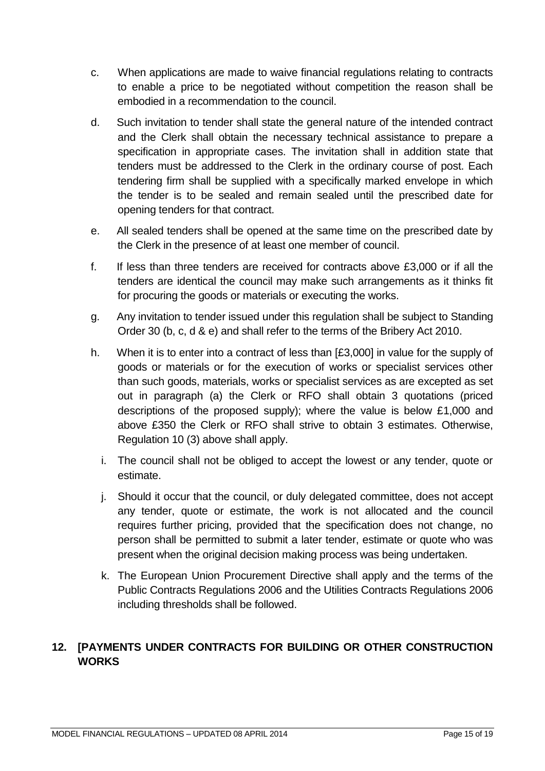c. When applications are made to waive financial regulations relating to contracts to enable a price to be negotiated without competition the reason shall be embodied in a recommendation to the council.

d. Such invitation to tender shall state the general nature of the intended contract and the Clerk shall obtain the necessary technical assistance to prepare a specification in appropriate cases. The invitation shall in addition state that tenders must be addressed to the Clerk in the ordinary course of post. Each tendering firm shall be supplied with a specifically marked envelope in which the tender is to be sealed and remain sealed until the prescribed date for opening tenders for that contract.

e. All sealed tenders shall be opened at the same time on the prescribed date by the Clerk in the presence of at least one member of council.

f. If less than three tenders are received for contracts above £3,000 or if all the tenders are identical the council may make such arrangements as it thinks fit for procuring the goods or materials or executing the works.

g. Any invitation to tender issued under this regulation shall be subject to Standing Order 30 (b, c, d & e) and shall refer to the terms of the Bribery Act 2010.

h. When it is to enter into a contract of less than [£3,000] in value for the supply of goods or materials or for the execution of works or specialist services other than such goods, materials, works or specialist services as are excepted as set out in paragraph (a) the Clerk or RFO shall obtain 3 quotations (priced descriptions of the proposed supply); where the value is below £1,000 and above £350 the Clerk or RFO shall strive to obtain 3 estimates. Otherwise, Regulation 10 (3) above shall apply.

i. The council shall not be obliged to accept the lowest or any tender, quote or estimate.

j. Should it occur that the council, or duly delegated committee, does not accept any tender, quote or estimate, the work is not allocated and the council requires further pricing, provided that the specification does not change, no person shall be permitted to submit a later tender, estimate or quote who was present when the original decision making process was being undertaken.

k. The European Union Procurement Directive shall apply and the terms of the Public Contracts Regulations 2006 and the Utilities Contracts Regulations 2006 including thresholds shall be followed.

## 12. [PAYMENTS UNDER CONTRACTS FOR BUILDING OR OTHER CONSTRUCTION WORKS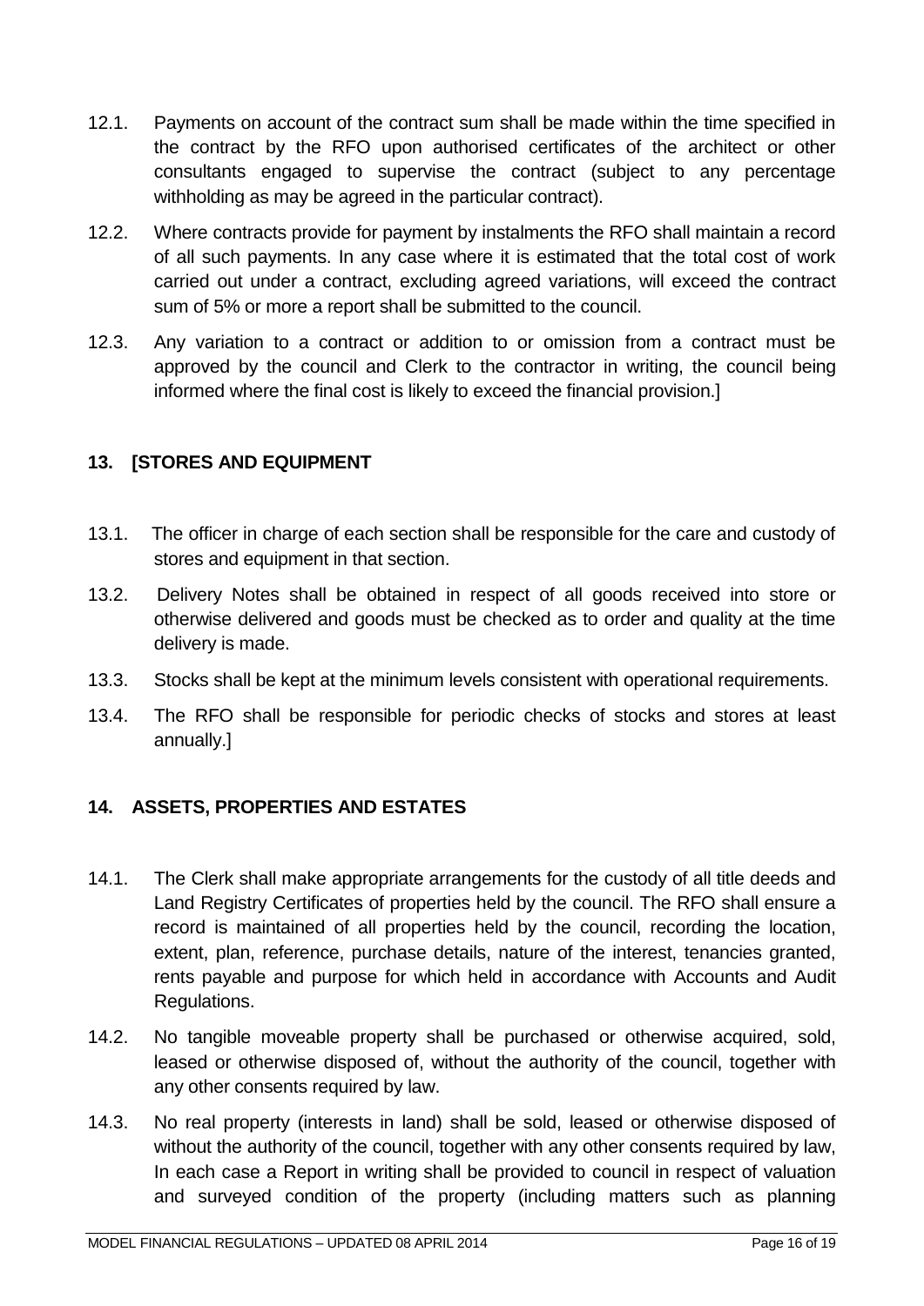12.1. Payments on account of the contract sum shall be made within the time specified in the contract by the RFO upon authorised certificates of the architect or other consultants engaged to supervise the contract (subject to any percentage withholding as may be agreed in the particular contract).

12.2. Where contracts provide for payment by instalments the RFO shall maintain a record of all such payments. In any case where it is estimated that the total cost of work carried out under a contract, excluding agreed variations, will exceed the contract sum of 5% or more a report shall be submitted to the council.

12.3. Any variation to a contract or addition to or omission from a contract must be approved by the council and Clerk to the contractor in writing, the council being informed where the final cost is likely to exceed the financial provision.]

## 13. [STORES AND EQUIPMENT

13.1. The officer in charge of each section shall be responsible for the care and custody of stores and equipment in that section.

13.2. Delivery Notes shall be obtained in respect of all goods received into store or otherwise delivered and goods must be checked as to order and quality at the time delivery is made.

13.3. Stocks shall be kept at the minimum levels consistent with operational requirements.

13.4. The RFO shall be responsible for periodic checks of stocks and stores at least annually.]

## 14. ASSETS, PROPERTIES AND ESTATES

14.1. The Clerk shall make appropriate arrangements for the custody of all title deeds and Land Registry Certificates of properties held by the council. The RFO shall ensure a record is maintained of all properties held by the council, recording the location, extent, plan, reference, purchase details, nature of the interest, tenancies granted, rents payable and purpose for which held in accordance with Accounts and Audit Regulations.

14.2. No tangible moveable property shall be purchased or otherwise acquired, sold, leased or otherwise disposed of, without the authority of the council, together with any other consents required by law.

14.3. No real property (interests in land) shall be sold, leased or otherwise disposed of without the authority of the council, together with any other consents required by law, In each case a Report in writing shall be provided to council in respect of valuation and surveyed condition of the property (including matters such as planning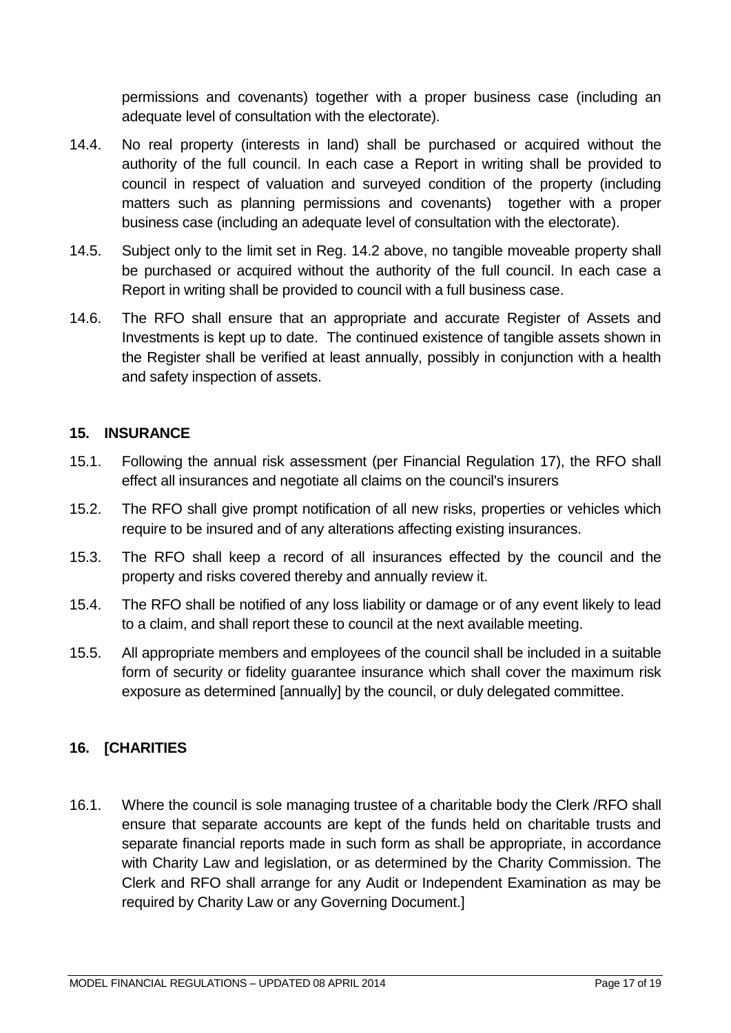permissions and covenants) together with a proper business case (including an adequate level of consultation with the electorate).

14.4. No real property (interests in land) shall be purchased or acquired without the authority of the full council. In each case a Report in writing shall be provided to council in respect of valuation and surveyed condition of the property (including matters such as planning permissions and covenants) together with a proper business case (including an adequate level of consultation with the electorate).

14.5. Subject only to the limit set in Reg. 14.2 above, no tangible moveable property shall be purchased or acquired without the authority of the full council. In each case a Report in writing shall be provided to council with a full business case.

14.6. The RFO shall ensure that an appropriate and accurate Register of Assets and Investments is kept up to date. The continued existence of tangible assets shown in the Register shall be verified at least annually, possibly in conjunction with a health and safety inspection of assets.

## 15. INSURANCE

15.1. Following the annual risk assessment (per Financial Regulation 17), the RFO shall effect all insurances and negotiate all claims on the council's insurers

15.2. The RFO shall give prompt notification of all new risks, properties or vehicles which require to be insured and of any alterations affecting existing insurances.

15.3. The RFO shall keep a record of all insurances effected by the council and the property and risks covered thereby and annually review it.

15.4. The RFO shall be notified of any loss liability or damage or of any event likely to lead to a claim, and shall report these to council at the next available meeting.

15.5. All appropriate members and employees of the council shall be included in a suitable form of security or fidelity guarantee insurance which shall cover the maximum risk exposure as determined [annually] by the council, or duly delegated committee.

## 16. [CHARITIES

16.1. Where the council is sole managing trustee of a charitable body the Clerk /RFO shall ensure that separate accounts are kept of the funds held on charitable trusts and separate financial reports made in such form as shall be appropriate, in accordance with Charity Law and legislation, or as determined by the Charity Commission. The Clerk and RFO shall arrange for any Audit or Independent Examination as may be required by Charity Law or any Governing Document.]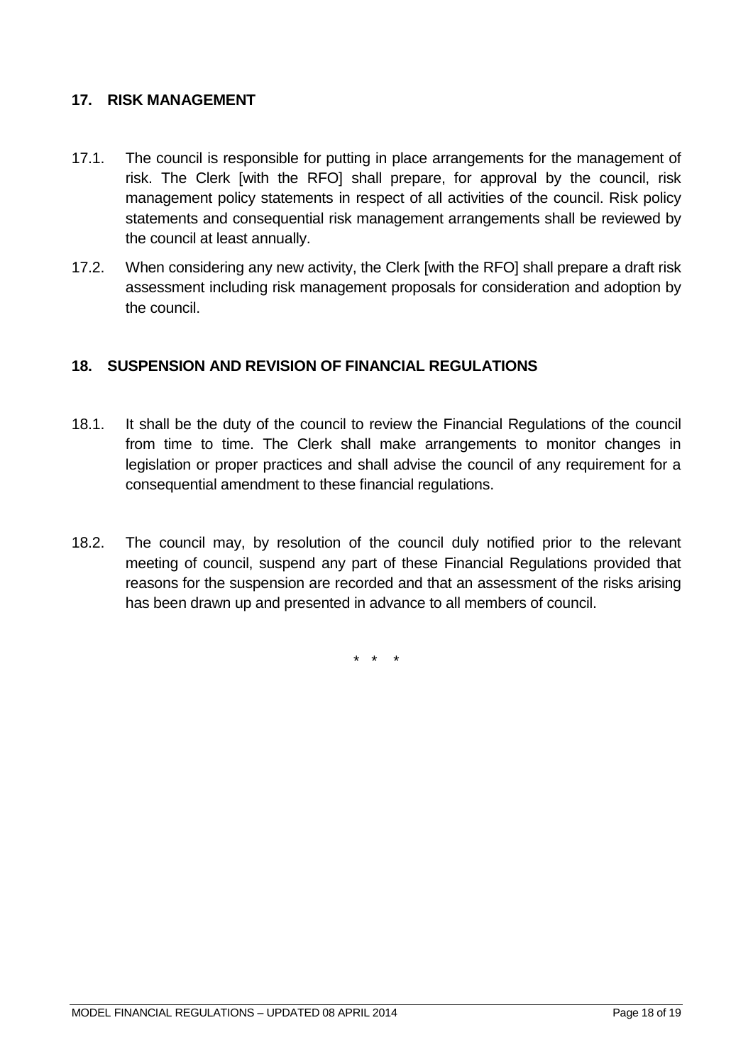## 17. RISK MANAGEMENT

17.1. The council is responsible for putting in place arrangements for the management of risk. The Clerk [with the RFO] shall prepare, for approval by the council, risk management policy statements in respect of all activities of the council. Risk policy statements and consequential risk management arrangements shall be reviewed by the council at least annually.

17.2. When considering any new activity, the Clerk [with the RFO] shall prepare a draft risk assessment including risk management proposals for consideration and adoption by the council.

## 18. SUSPENSION AND REVISION OF FINANCIAL REGULATIONS

18.1. It shall be the duty of the council to review the Financial Regulations of the council from time to time. The Clerk shall make arrangements to monitor changes in legislation or proper practices and shall advise the council of any requirement for a consequential amendment to these financial regulations.

18.2. The council may, by resolution of the council duly notified prior to the relevant meeting of council, suspend any part of these Financial Regulations provided that reasons for the suspension are recorded and that an assessment of the risks arising has been drawn up and presented in advance to all members of council.

\* \* \*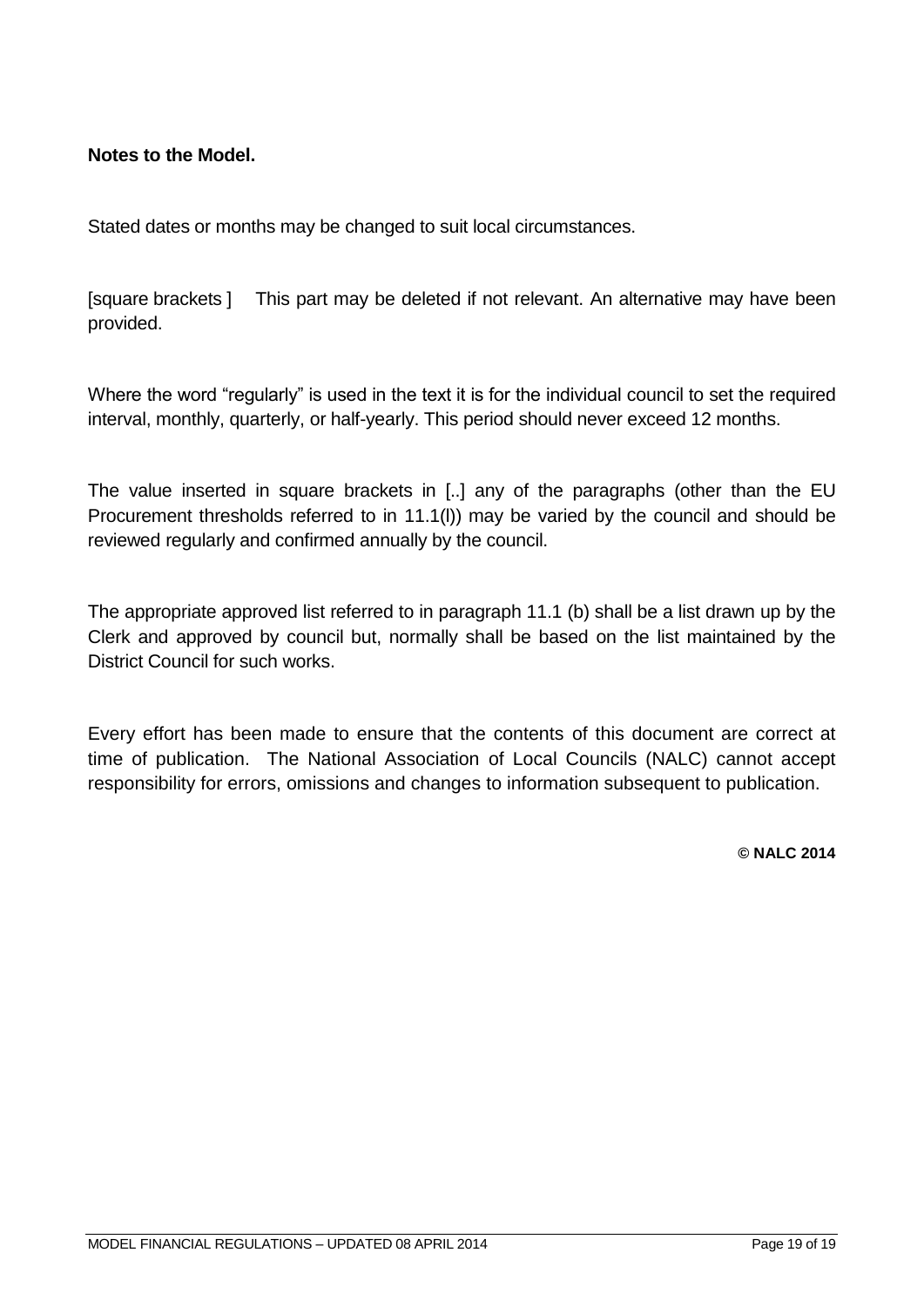**Notes to the Model.**

Stated dates or months may be changed to suit local circumstances.

[square brackets ]  This part may be deleted if not relevant. An alternative may have been provided.

Where the word "regularly" is used in the text it is for the individual council to set the required interval, monthly, quarterly, or half-yearly. This period should never exceed 12 months.

The value inserted in square brackets in [..] any of the paragraphs (other than the EU Procurement thresholds referred to in 11.1(l)) may be varied by the council and should be reviewed regularly and confirmed annually by the council.

The appropriate approved list referred to in paragraph 11.1 (b) shall be a list drawn up by the Clerk and approved by council but, normally shall be based on the list maintained by the District Council for such works.

Every effort has been made to ensure that the contents of this document are correct at time of publication. The National Association of Local Councils (NALC) cannot accept responsibility for errors, omissions and changes to information subsequent to publication.

**© NALC 2014**